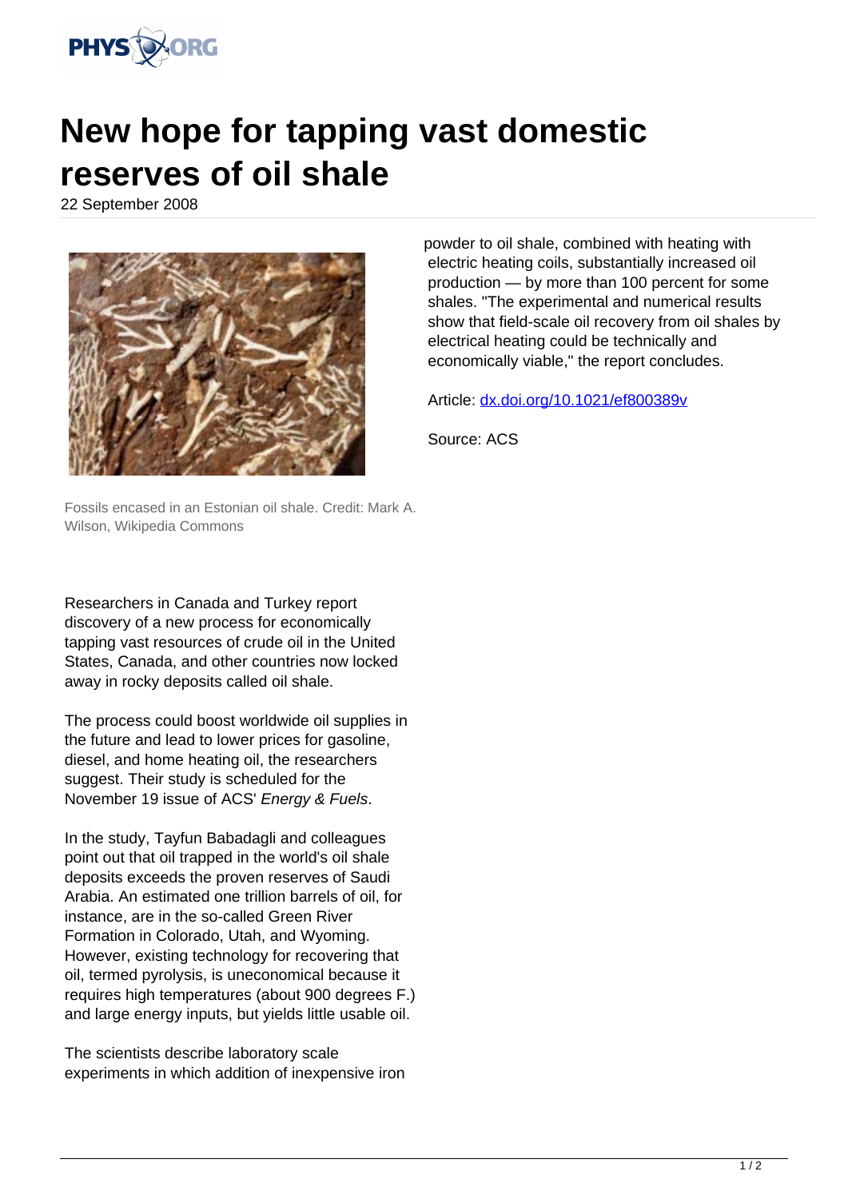# New hope for tapping vast domestic reserves of oil shale

22 September 2008

Fossils encased in an Estonian oil shale. Credit: Mark A. Wilson, Wikipedia Commons

Researchers in Canada and Turkey report discovery of a new process for economically tapping vast resources of crude oil in the United States, Canada, and other countries now locked away in rocky deposits called oil shale.

The process could boost worldwide oil supplies in the future and lead to lower prices for gasoline, diesel, and home heating oil, the researchers suggest. Their study is scheduled for the November 19 issue of ACS' *Energy & Fuels*.

In the study, Tayfun Babadagli and colleagues point out that oil trapped in the world's oil shale deposits exceeds the proven reserves of Saudi Arabia. An estimated one trillion barrels of oil, for instance, are in the so-called Green River Formation in Colorado, Utah, and Wyoming. However, existing technology for recovering that oil, termed pyrolysis, is uneconomical because it requires high temperatures (about 900 degrees F.) and large energy inputs, but yields little usable oil.

The scientists describe laboratory scale experiments in which addition of inexpensive iron powder to oil shale, combined with heating with electric heating coils, substantially increased oil production — by more than 100 percent for some shales. "The experimental and numerical results show that field-scale oil recovery from oil shales by electrical heating could be technically and economically viable," the report concludes.

Article: [dx.doi.org/10.1021/ef800389v](dx.doi.org/10.1021/ef800389v)

Source: ACS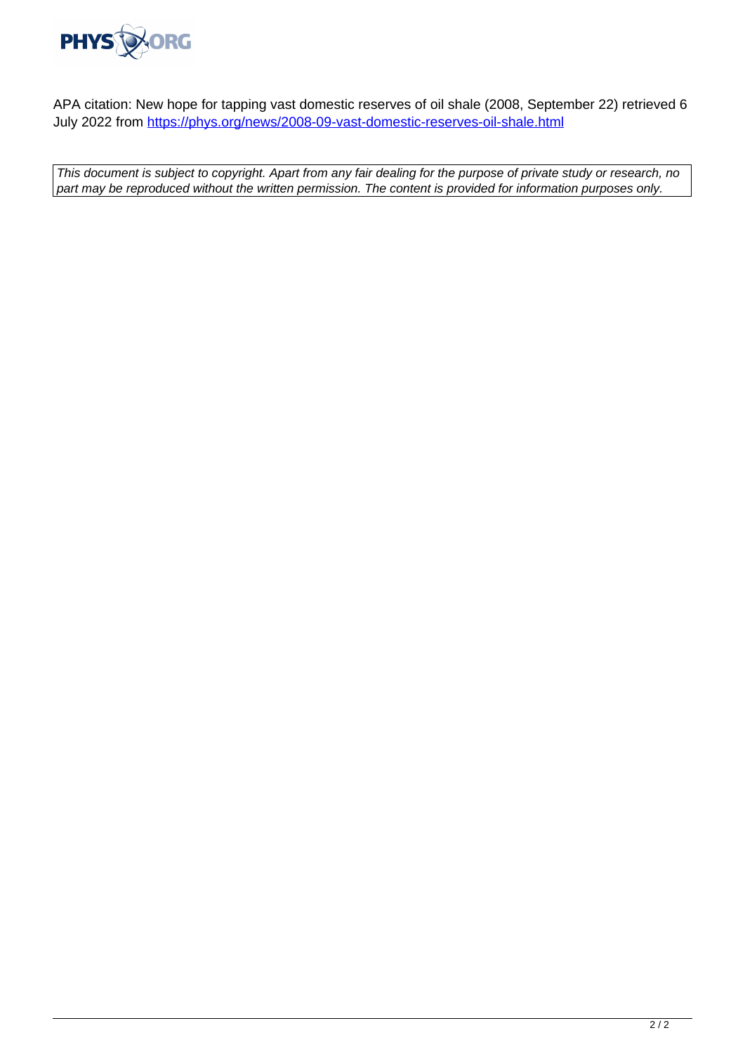APA citation: New hope for tapping vast domestic reserves of oil shale (2008, September 22) retrieved 6 July 2022 from https://phys.org/news/2008-09-vast-domestic-reserves-oil-shale.html

*This document is subject to copyright. Apart from any fair dealing for the purpose of private study or research, no part may be reproduced without the written permission. The content is provided for information purposes only.*